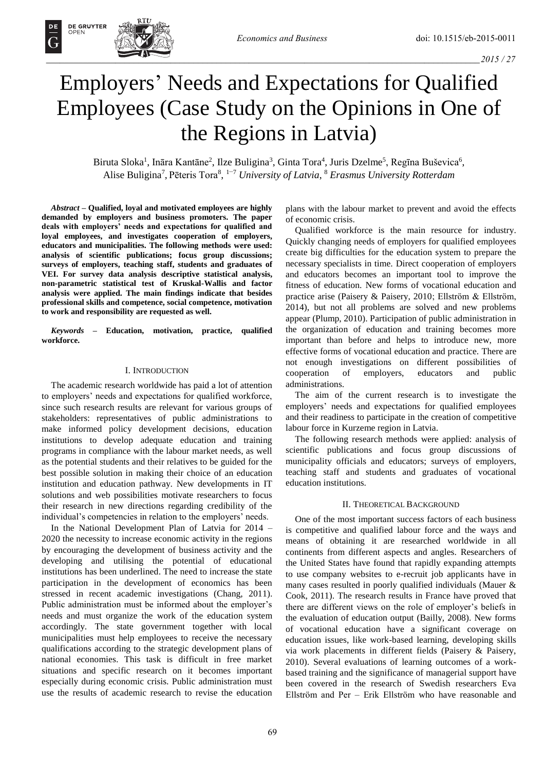# Employers' Needs and Expectations for Qualified Employees (Case Study on the Opinions in One of the Regions in Latvia)

Biruta Sloka[1], Ināra Kantāne[2], Ilze Buligina[3], Ginta Tora[4], Juris Dzelme[5], Regīna Buševica[6], Alise Buligina[7], Pēteris Tora[8], [1−7] *University of Latvia*, [8] *Erasmus University Rotterdam*

***Abstract*** **– Qualified, loyal and motivated employees are highly demanded by employers and business promoters. The paper deals with employers' needs and expectations for qualified and loyal employees, and investigates cooperation of employers, educators and municipalities. The following methods were used: analysis of scientific publications; focus group discussions; surveys of employers, teaching staff, students and graduates of VEI. For survey data analysis descriptive statistical analysis, non-parametric statistical test of Kruskal-Wallis and factor analysis were applied. The main findings indicate that besides professional skills and competence, social competence, motivation to work and responsibility are requested as well.**

***Keywords*** **– Education, motivation, practice, qualified workforce.**

## I. Introduction

The academic research worldwide has paid a lot of attention to employers' needs and expectations for qualified workforce, since such research results are relevant for various groups of stakeholders: representatives of public administrations to make informed policy development decisions, education institutions to develop adequate education and training programs in compliance with the labour market needs, as well as the potential students and their relatives to be guided for the best possible solution in making their choice of an education institution and education pathway. New developments in IT solutions and web possibilities motivate researchers to focus their research in new directions regarding credibility of the individual's competencies in relation to the employers' needs.

In the National Development Plan of Latvia for 2014 – 2020 the necessity to increase economic activity in the regions by encouraging the development of business activity and the developing and utilising the potential of educational institutions has been underlined. The need to increase the state participation in the development of economics has been stressed in recent academic investigations (Chang, 2011). Public administration must be informed about the employer's needs and must organize the work of the education system accordingly. The state government together with local municipalities must help employees to receive the necessary qualifications according to the strategic development plans of national economies. This task is difficult in free market situations and specific research on it becomes important especially during economic crisis. Public administration must use the results of academic research to revise the education plans with the labour market to prevent and avoid the effects of economic crisis.

Qualified workforce is the main resource for industry. Quickly changing needs of employers for qualified employees create big difficulties for the education system to prepare the necessary specialists in time. Direct cooperation of employers and educators becomes an important tool to improve the fitness of education. New forms of vocational education and practice arise (Paisery & Paisery, 2010; Ellström & Ellström, 2014), but not all problems are solved and new problems appear (Plump, 2010). Participation of public administration in the organization of education and training becomes more important than before and helps to introduce new, more effective forms of vocational education and practice. There are not enough investigations on different possibilities of cooperation of employers, educators and public administrations.

The aim of the current research is to investigate the employers' needs and expectations for qualified employees and their readiness to participate in the creation of competitive labour force in Kurzeme region in Latvia.

The following research methods were applied: analysis of scientific publications and focus group discussions of municipality officials and educators; surveys of employers, teaching staff and students and graduates of vocational education institutions.

## II. Theoretical Background

One of the most important success factors of each business is competitive and qualified labour force and the ways and means of obtaining it are researched worldwide in all continents from different aspects and angles. Researchers of the United States have found that rapidly expanding attempts to use company websites to e-recruit job applicants have in many cases resulted in poorly qualified individuals (Mauer & Cook, 2011). The research results in France have proved that there are different views on the role of employer's beliefs in the evaluation of education output (Bailly, 2008). New forms of vocational education have a significant coverage on education issues, like work-based learning, developing skills via work placements in different fields (Paisery & Paisery, 2010). Several evaluations of learning outcomes of a work-based training and the significance of managerial support have been covered in the research of Swedish researchers Eva Ellström and Per – Erik Ellström who have reasonable and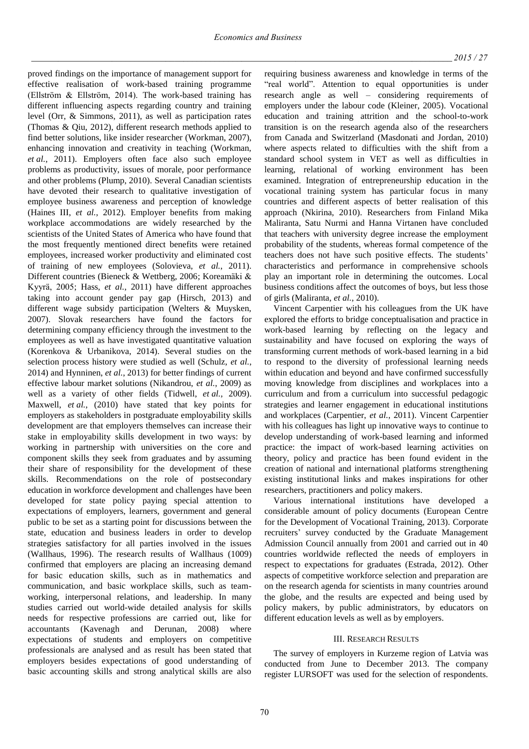proved findings on the importance of management support for effective realisation of work-based training programme (Ellström & Ellström, 2014). The work-based training has different influencing aspects regarding country and training level (Orr, & Simmons, 2011), as well as participation rates (Thomas & Qiu, 2012), different research methods applied to find better solutions, like insider researcher (Workman, 2007), enhancing innovation and creativity in teaching (Workman, *et al.*, 2011). Employers often face also such employee problems as productivity, issues of morale, poor performance and other problems (Plump, 2010). Several Canadian scientists have devoted their research to qualitative investigation of employee business awareness and perception of knowledge (Haines III, *et al.*, 2012). Employer benefits from making workplace accommodations are widely researched by the scientists of the United States of America who have found that the most frequently mentioned direct benefits were retained employees, increased worker productivity and eliminated cost of training of new employees (Solovieva, *et al.*, 2011). Different countries (Bieneck & Wettberg, 2006; Koreamäki & Kyyrä, 2005; Hass, *et al.*, 2011) have different approaches taking into account gender pay gap (Hirsch, 2013) and different wage subsidy participation (Welters & Muysken, 2007). Slovak researchers have found the factors for determining company efficiency through the investment to the employees as well as have investigated quantitative valuation (Korenkova & Urbanikova, 2014). Several studies on the selection process history were studied as well (Schulz, *et al.*, 2014) and Hynninen, *et al.*, 2013) for better findings of current effective labour market solutions (Nikandrou, *et al.*, 2009) as well as a variety of other fields (Tidwell, *et al.*, 2009). Maxwell, *et al.*, (2010) have stated that key points for employers as stakeholders in postgraduate employability skills development are that employers themselves can increase their stake in employability skills development in two ways: by working in partnership with universities on the core and component skills they seek from graduates and by assuming their share of responsibility for the development of these skills. Recommendations on the role of postsecondary education in workforce development and challenges have been developed for state policy paying special attention to expectations of employers, learners, government and general public to be set as a starting point for discussions between the state, education and business leaders in order to develop strategies satisfactory for all parties involved in the issues (Wallhaus, 1996). The research results of Wallhaus (1009) confirmed that employers are placing an increasing demand for basic education skills, such as in mathematics and communication, and basic workplace skills, such as team-working, interpersonal relations, and leadership. In many studies carried out world-wide detailed analysis for skills needs for respective professions are carried out, like for accountants (Kavenagh and Derunan, 2008) where expectations of students and employers on competitive professionals are analysed and as result has been stated that employers besides expectations of good understanding of basic accounting skills and strong analytical skills are also requiring business awareness and knowledge in terms of the "real world". Attention to equal opportunities is under research angle as well – considering requirements of employers under the labour code (Kleiner, 2005). Vocational education and training attrition and the school-to-work transition is on the research agenda also of the researchers from Canada and Switzerland (Masdonati and Jordan, 2010) where aspects related to difficulties with the shift from a standard school system in VET as well as difficulties in learning, relational of working environment has been examined. Integration of entrepreneurship education in the vocational training system has particular focus in many countries and different aspects of better realisation of this approach (Nkirina, 2010). Researchers from Finland Mika Maliranta, Satu Nurmi and Hanna Virtanen have concluded that teachers with university degree increase the employment probability of the students, whereas formal competence of the teachers does not have such positive effects. The students' characteristics and performance in comprehensive schools play an important role in determining the outcomes. Local business conditions affect the outcomes of boys, but less those of girls (Maliranta, *et al.*, 2010).

Vincent Carpentier with his colleagues from the UK have explored the efforts to bridge conceptualisation and practice in work-based learning by reflecting on the legacy and sustainability and have focused on exploring the ways of transforming current methods of work-based learning in a bid to respond to the diversity of professional learning needs within education and beyond and have confirmed successfully moving knowledge from disciplines and workplaces into a curriculum and from a curriculum into successful pedagogic strategies and learner engagement in educational institutions and workplaces (Carpentier, *et al.*, 2011). Vincent Carpentier with his colleagues has light up innovative ways to continue to develop understanding of work-based learning and informed practice: the impact of work-based learning activities on theory, policy and practice has been found evident in the creation of national and international platforms strengthening existing institutional links and makes inspirations for other researchers, practitioners and policy makers.

Various international institutions have developed a considerable amount of policy documents (European Centre for the Development of Vocational Training, 2013). Corporate recruiters' survey conducted by the Graduate Management Admission Council annually from 2001 and carried out in 40 countries worldwide reflected the needs of employers in respect to expectations for graduates (Estrada, 2012). Other aspects of competitive workforce selection and preparation are on the research agenda for scientists in many countries around the globe, and the results are expected and being used by policy makers, by public administrators, by educators on different education levels as well as by employers.

## III. Research Results

The survey of employers in Kurzeme region of Latvia was conducted from June to December 2013. The company register LURSOFT was used for the selection of respondents.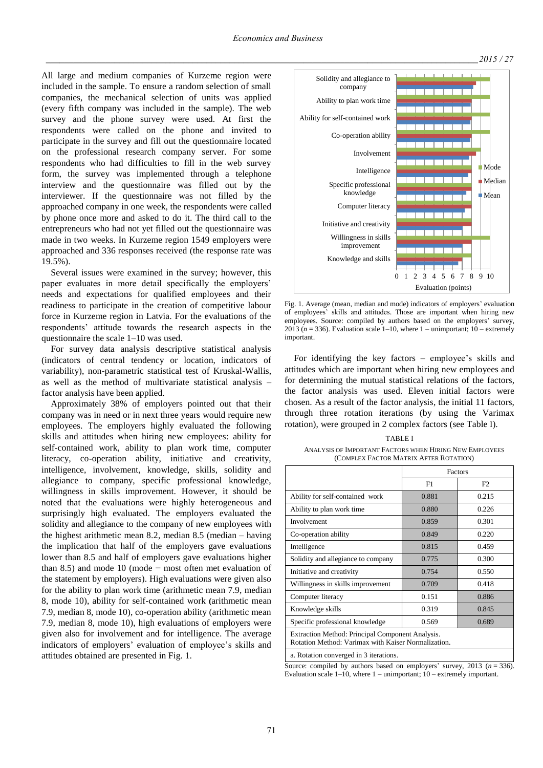All large and medium companies of Kurzeme region were included in the sample. To ensure a random selection of small companies, the mechanical selection of units was applied (every fifth company was included in the sample). The web survey and the phone survey were used. At first the respondents were called on the phone and invited to participate in the survey and fill out the questionnaire located on the professional research company server. For some respondents who had difficulties to fill in the web survey form, the survey was implemented through a telephone interview and the questionnaire was filled out by the interviewer. If the questionnaire was not filled by the approached company in one week, the respondents were called by phone once more and asked to do it. The third call to the entrepreneurs who had not yet filled out the questionnaire was made in two weeks. In Kurzeme region 1549 employers were approached and 336 responses received (the response rate was 19.5%).

Several issues were examined in the survey; however, this paper evaluates in more detail specifically the employers' needs and expectations for qualified employees and their readiness to participate in the creation of competitive labour force in Kurzeme region in Latvia. For the evaluations of the respondents' attitude towards the research aspects in the questionnaire the scale 1–10 was used.

For survey data analysis descriptive statistical analysis (indicators of central tendency or location, indicators of variability), non-parametric statistical test of Kruskal-Wallis, as well as the method of multivariate statistical analysis – factor analysis have been applied.

Approximately 38% of employers pointed out that their company was in need or in next three years would require new employees. The employers highly evaluated the following skills and attitudes when hiring new employees: ability for self-contained work, ability to plan work time, computer literacy, co-operation ability, initiative and creativity, intelligence, involvement, knowledge, skills, solidity and allegiance to company, specific professional knowledge, willingness in skills improvement. However, it should be noted that the evaluations were highly heterogeneous and surprisingly high evaluated. The employers evaluated the solidity and allegiance to the company of new employees with the highest arithmetic mean 8.2, median 8.5 (median – having the implication that half of the employers gave evaluations lower than 8.5 and half of employers gave evaluations higher than 8.5) and mode 10 (mode − most often met evaluation of the statement by employers). High evaluations were given also for the ability to plan work time (arithmetic mean 7.9, median 8, mode 10), ability for self-contained work (arithmetic mean 7.9, median 8, mode 10), co-operation ability (arithmetic mean 7.9, median 8, mode 10), high evaluations of employers were given also for involvement and for intelligence. The average indicators of employers' evaluation of employee's skills and attitudes obtained are presented in Fig. 1.

Fig. 1. Average (mean, median and mode) indicators of employers' evaluation of employees' skills and attitudes. Those are important when hiring new employees. Source: compiled by authors based on the employers' survey, 2013 ($n = 336$). Evaluation scale 1–10, where 1 – unimportant; 10 – extremely important.

For identifying the key factors – employee's skills and attitudes which are important when hiring new employees and for determining the mutual statistical relations of the factors, the factor analysis was used. Eleven initial factors were chosen. As a result of the factor analysis, the initial 11 factors, through three rotation iterations (by using the Varimax rotation), were grouped in 2 complex factors (see Table I).

TABLE I

ANALYSIS OF IMPORTANT FACTORS WHEN HIRING NEW EMPLOYEES (COMPLEX FACTOR MATRIX AFTER ROTATION)

| | Factors | |
|---|---|---|
| | F1 | F2 |
| Ability for self-contained work | 0.881 | 0.215 |
| Ability to plan work time | 0.880 | 0.226 |
| Involvement | 0.859 | 0.301 |
| Co-operation ability | 0.849 | 0.220 |
| Intelligence | 0.815 | 0.459 |
| Solidity and allegiance to company | 0.775 | 0.300 |
| Initiative and creativity | 0.754 | 0.550 |
| Willingness in skills improvement | 0.709 | 0.418 |
| Computer literacy | 0.151 | 0.886 |
| Knowledge skills | 0.319 | 0.845 |
| Specific professional knowledge | 0.569 | 0.689 |
| Extraction Method: Principal Component Analysis. Rotation Method: Varimax with Kaiser Normalization. | | |
| a. Rotation converged in 3 iterations. | | |

Source: compiled by authors based on employers' survey, 2013 ($n = 336$). Evaluation scale 1–10, where 1 – unimportant; 10 – extremely important.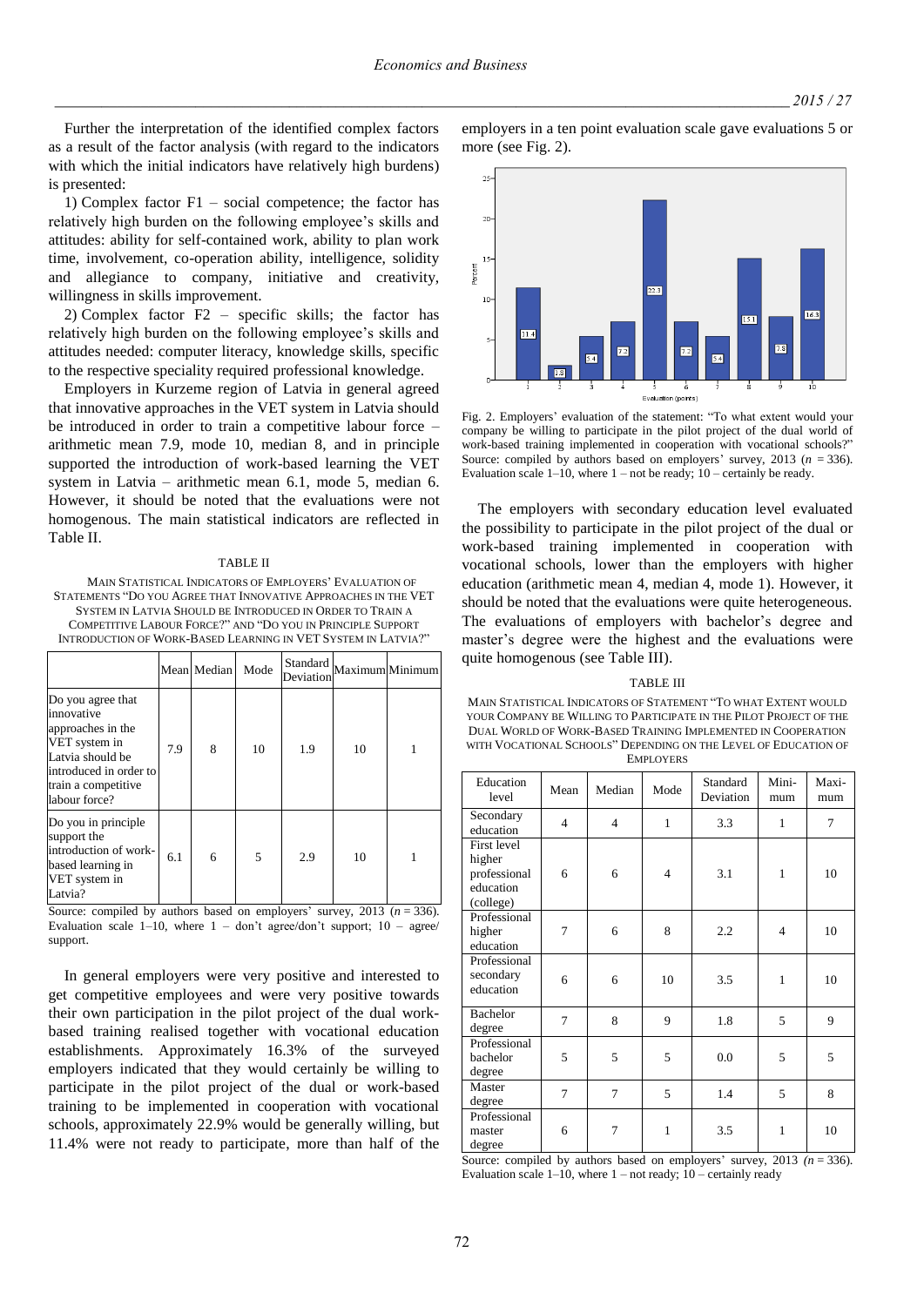Further the interpretation of the identified complex factors as a result of the factor analysis (with regard to the indicators with which the initial indicators have relatively high burdens) is presented:

1) Complex factor F1 – social competence; the factor has relatively high burden on the following employee's skills and attitudes: ability for self-contained work, ability to plan work time, involvement, co-operation ability, intelligence, solidity and allegiance to company, initiative and creativity, willingness in skills improvement.

2) Complex factor F2 – specific skills; the factor has relatively high burden on the following employee's skills and attitudes needed: computer literacy, knowledge skills, specific to the respective speciality required professional knowledge.

Employers in Kurzeme region of Latvia in general agreed that innovative approaches in the VET system in Latvia should be introduced in order to train a competitive labour force – arithmetic mean 7.9, mode 10, median 8, and in principle supported the introduction of work-based learning the VET system in Latvia – arithmetic mean 6.1, mode 5, median 6. However, it should be noted that the evaluations were not homogenous. The main statistical indicators are reflected in Table II.

TABLE II

MAIN STATISTICAL INDICATORS OF EMPLOYERS' EVALUATION OF STATEMENTS "DO YOU AGREE THAT INNOVATIVE APPROACHES IN THE VET SYSTEM IN LATVIA SHOULD BE INTRODUCED IN ORDER TO TRAIN A COMPETITIVE LABOUR FORCE?" AND "DO YOU IN PRINCIPLE SUPPORT INTRODUCTION OF WORK-BASED LEARNING IN VET SYSTEM IN LATVIA?"

| | Mean | Median | Mode | Standard Deviation | Maximum | Minimum |
|---|---|---|---|---|---|---|
| Do you agree that innovative approaches in the VET system in Latvia should be introduced in order to train a competitive labour force? | 7.9 | 8 | 10 | 1.9 | 10 | 1 |
| Do you in principle support the introduction of work-based learning in VET system in Latvia? | 6.1 | 6 | 5 | 2.9 | 10 | 1 |

Source: compiled by authors based on employers' survey, 2013 ($n$ = 336). Evaluation scale 1–10, where 1 – don't agree/don't support; 10 – agree/support.

In general employers were very positive and interested to get competitive employees and were very positive towards their own participation in the pilot project of the dual work-based training realised together with vocational education establishments. Approximately 16.3% of the surveyed employers indicated that they would certainly be willing to participate in the pilot project of the dual or work-based training to be implemented in cooperation with vocational schools, approximately 22.9% would be generally willing, but 11.4% were not ready to participate, more than half of the employers in a ten point evaluation scale gave evaluations 5 or more (see Fig. 2).

Fig. 2. Employers' evaluation of the statement: "To what extent would your company be willing to participate in the pilot project of the dual world of work-based training implemented in cooperation with vocational schools?" Source: compiled by authors based on employers' survey, 2013 ($n$ = 336). Evaluation scale 1–10, where 1 – not be ready; 10 – certainly be ready.

The employers with secondary education level evaluated the possibility to participate in the pilot project of the dual or work-based training implemented in cooperation with vocational schools, lower than the employers with higher education (arithmetic mean 4, median 4, mode 1). However, it should be noted that the evaluations were quite heterogeneous. The evaluations of employers with bachelor's degree and master's degree were the highest and the evaluations were quite homogenous (see Table III).

TABLE III

MAIN STATISTICAL INDICATORS OF STATEMENT "TO WHAT EXTENT WOULD YOUR COMPANY BE WILLING TO PARTICIPATE IN THE PILOT PROJECT OF THE DUAL WORLD OF WORK-BASED TRAINING IMPLEMENTED IN COOPERATION WITH VOCATIONAL SCHOOLS" DEPENDING ON THE LEVEL OF EDUCATION OF EMPLOYERS

| Education level | Mean | Median | Mode | Standard Deviation | Mini-mum | Maxi-mum |
|---|---|---|---|---|---|---|
| Secondary education | 4 | 4 | 1 | 3.3 | 1 | 7 |
| First level higher professional education (college) | 6 | 6 | 4 | 3.1 | 1 | 10 |
| Professional higher education | 7 | 6 | 8 | 2.2 | 4 | 10 |
| Professional secondary education | 6 | 6 | 10 | 3.5 | 1 | 10 |
| Bachelor degree | 7 | 8 | 9 | 1.8 | 5 | 9 |
| Professional bachelor degree | 5 | 5 | 5 | 0.0 | 5 | 5 |
| Master degree | 7 | 7 | 5 | 1.4 | 5 | 8 |
| Professional master degree | 6 | 7 | 1 | 3.5 | 1 | 10 |

Source: compiled by authors based on employers' survey, 2013 ($n$ = 336). Evaluation scale 1–10, where 1 – not ready; 10 – certainly ready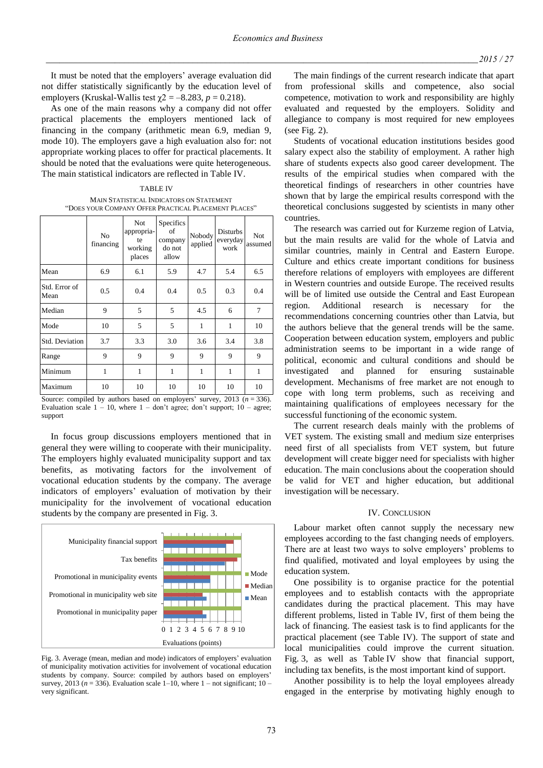It must be noted that the employers' average evaluation did not differ statistically significantly by the education level of employers (Kruskal-Wallis test $\chi 2 = -8.283$, $p = 0.218$).

As one of the main reasons why a company did not offer practical placements the employers mentioned lack of financing in the company (arithmetic mean 6.9, median 9, mode 10). The employers gave a high evaluation also for: not appropriate working places to offer for practical placements. It should be noted that the evaluations were quite heterogeneous. The main statistical indicators are reflected in Table IV.

TABLE IV
MAIN STATISTICAL INDICATORS ON STATEMENT "DOES YOUR COMPANY OFFER PRACTICAL PLACEMENT PLACES"

| | No financing | Not appropriate working places | Specifics of company do not allow | Nobody applied | Disturbs everyday work | Not assumed |
|---|---|---|---|---|---|---|
| Mean | 6.9 | 6.1 | 5.9 | 4.7 | 5.4 | 6.5 |
| Std. Error of Mean | 0.5 | 0.4 | 0.4 | 0.5 | 0.3 | 0.4 |
| Median | 9 | 5 | 5 | 4.5 | 6 | 7 |
| Mode | 10 | 5 | 5 | 1 | 1 | 10 |
| Std. Deviation | 3.7 | 3.3 | 3.0 | 3.6 | 3.4 | 3.8 |
| Range | 9 | 9 | 9 | 9 | 9 | 9 |
| Minimum | 1 | 1 | 1 | 1 | 1 | 1 |
| Maximum | 10 | 10 | 10 | 10 | 10 | 10 |

Source: compiled by authors based on employers' survey, 2013 ($n = 336$). Evaluation scale 1 – 10, where 1 – don't agree; don't support; 10 – agree; support

In focus group discussions employers mentioned that in general they were willing to cooperate with their municipality. The employers highly evaluated municipality support and tax benefits, as motivating factors for the involvement of vocational education students by the company. The average indicators of employers' evaluation of motivation by their municipality for the involvement of vocational education students by the company are presented in Fig. 3.

Fig. 3. Average (mean, median and mode) indicators of employers' evaluation of municipality motivation activities for involvement of vocational education students by company. Source: compiled by authors based on employers' survey, 2013 ($n = 336$). Evaluation scale 1–10, where 1 – not significant; 10 – very significant.

The main findings of the current research indicate that apart from professional skills and competence, also social competence, motivation to work and responsibility are highly evaluated and requested by the employers. Solidity and allegiance to company is most required for new employees (see Fig. 2).

Students of vocational education institutions besides good salary expect also the stability of employment. A rather high share of students expects also good career development. The results of the empirical studies when compared with the theoretical findings of researchers in other countries have shown that by large the empirical results correspond with the theoretical conclusions suggested by scientists in many other countries.

The research was carried out for Kurzeme region of Latvia, but the main results are valid for the whole of Latvia and similar countries, mainly in Central and Eastern Europe. Culture and ethics create important conditions for business therefore relations of employers with employees are different in Western countries and outside Europe. The received results will be of limited use outside the Central and East European region. Additional research is necessary for the recommendations concerning countries other than Latvia, but the authors believe that the general trends will be the same. Cooperation between education system, employers and public administration seems to be important in a wide range of political, economic and cultural conditions and should be investigated and planned for ensuring sustainable development. Mechanisms of free market are not enough to cope with long term problems, such as receiving and maintaining qualifications of employees necessary for the successful functioning of the economic system.

The current research deals mainly with the problems of VET system. The existing small and medium size enterprises need first of all specialists from VET system, but future development will create bigger need for specialists with higher education. The main conclusions about the cooperation should be valid for VET and higher education, but additional investigation will be necessary.

## IV. CONCLUSION

Labour market often cannot supply the necessary new employees according to the fast changing needs of employers. There are at least two ways to solve employers' problems to find qualified, motivated and loyal employees by using the education system.

One possibility is to organise practice for the potential employees and to establish contacts with the appropriate candidates during the practical placement. This may have different problems, listed in Table IV, first of them being the lack of financing. The easiest task is to find applicants for the practical placement (see Table IV). The support of state and local municipalities could improve the current situation. Fig. 3, as well as Table IV show that financial support, including tax benefits, is the most important kind of support.

Another possibility is to help the loyal employees already engaged in the enterprise by motivating highly enough to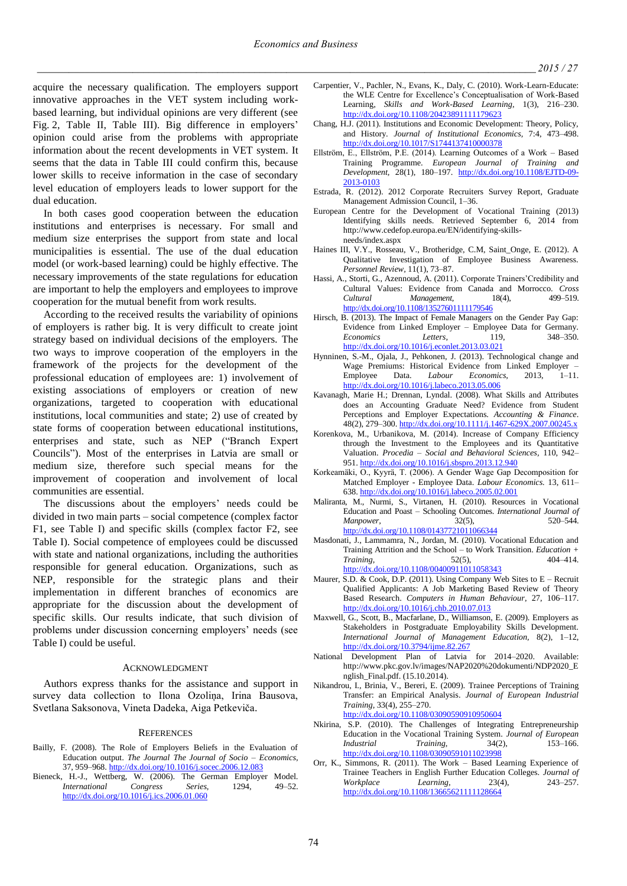acquire the necessary qualification. The employers support innovative approaches in the VET system including work-based learning, but individual opinions are very different (see Fig. 2, Table II, Table III). Big difference in employers' opinion could arise from the problems with appropriate information about the recent developments in VET system. It seems that the data in Table III could confirm this, because lower skills to receive information in the case of secondary level education of employers leads to lower support for the dual education.

In both cases good cooperation between the education institutions and enterprises is necessary. For small and medium size enterprises the support from state and local municipalities is essential. The use of the dual education model (or work-based learning) could be highly effective. The necessary improvements of the state regulations for education are important to help the employers and employees to improve cooperation for the mutual benefit from work results.

According to the received results the variability of opinions of employers is rather big. It is very difficult to create joint strategy based on individual decisions of the employers. The two ways to improve cooperation of the employers in the framework of the projects for the development of the professional education of employees are: 1) involvement of existing associations of employers or creation of new organizations, targeted to cooperation with educational institutions, local communities and state; 2) use of created by state forms of cooperation between educational institutions, enterprises and state, such as NEP ("Branch Expert Councils"). Most of the enterprises in Latvia are small or medium size, therefore such special means for the improvement of cooperation and involvement of local communities are essential.

The discussions about the employers' needs could be divided in two main parts – social competence (complex factor F1, see Table I) and specific skills (complex factor F2, see Table I). Social competence of employees could be discussed with state and national organizations, including the authorities responsible for general education. Organizations, such as NEP, responsible for the strategic plans and their implementation in different branches of economics are appropriate for the discussion about the development of specific skills. Our results indicate, that such division of problems under discussion concerning employers' needs (see Table I) could be useful.

## Acknowledgment

Authors express thanks for the assistance and support in survey data collection to Ilona Ozoliņa, Irina Bausova, Svetlana Saksonova, Vineta Dadeka, Aiga Petkeviča.

## References

Bailly, F. (2008). The Role of Employers Beliefs in the Evaluation of Education output. *The Journal The Journal of Socio – Economics*, 37, 959–968. http://dx.doi.org/10.1016/j.socec.2006.12.083

Bieneck, H.-J., Wettberg, W. (2006). The German Employer Model. *International Congress Series*, 1294, 49–52. http://dx.doi.org/10.1016/j.ics.2006.01.060

Carpentier, V., Pachler, N., Evans, K., Daly, C. (2010). Work-Learn-Educate: the WLE Centre for Excellence's Conceptualisation of Work-Based Learning, *Skills and Work-Based Learning*, 1(3), 216–230. http://dx.doi.org/10.1108/20423891111179623

Chang, H.J. (2011). Institutions and Economic Development: Theory, Policy, and History. *Journal of Institutional Economics*, 7:4, 473–498. http://dx.doi.org/10.1017/S1744137410000378

Ellström, E., Ellström, P.E. (2014). Learning Outcomes of a Work – Based Training Programme. *European Journal of Training and Development*, 28(1), 180–197. http://dx.doi.org/10.1108/EJTD-09-2013-0103

Estrada, R. (2012). 2012 Corporate Recruiters Survey Report, Graduate Management Admission Council, 1–36.

European Centre for the Development of Vocational Training (2013) Identifying skills needs. Retrieved September 6, 2014 from http://www.cedefop.europa.eu/EN/identifying-skills-needs/index.aspx

Haines III, V.Y., Rosseau, V., Brotheridge, C.M, Saint_Onge, E. (2012). A Qualitative Investigation of Employee Business Awareness. *Personnel Review*, 11(1), 73–87.

Hassi, A., Storti, G., Azennoud, A. (2011). Corporate Trainers'Credibility and Cultural Values: Evidence from Canada and Morocco. *Cross Cultural Management*, 18(4), 499–519. http://dx.doi.org/10.1108/13527601111179546

Hirsch, B. (2013). The Impact of Female Managers on the Gender Pay Gap: Evidence from Linked Employer – Employee Data for Germany. *Economics Letters*, 119, 348–350. http://dx.doi.org/10.1016/j.econlet.2013.03.021

Hynninen, S.-M., Ojala, J., Pehkonen, J. (2013). Technological change and Wage Premiums: Historical Evidence from Linked Employer – Employee Data. *Labour Economics*, 2013, 1–11. http://dx.doi.org/10.1016/j.labeco.2013.05.006

Kavanagh, Marie H.; Drennan, Lyndal. (2008). What Skills and Attributes does an Accounting Graduate Need? Evidence from Student Perceptions and Employer Expectations. *Accounting & Finance*. 48(2), 279–300. http://dx.doi.org/10.1111/j.1467-629X.2007.00245.x

Korenkova, M., Urbanikova, M. (2014). Increase of Company Efficiency through the Investment to the Employees and its Quantitative Valuation. *Procedia – Social and Behavioral Sciences*, 110, 942–951. http://dx.doi.org/10.1016/j.sbspro.2013.12.940

Korkeamäki, O., Kyyrä, T. (2006). A Gender Wage Gap Decomposition for Matched Employer - Employee Data. *Labour Economics.* 13, 611–638. http://dx.doi.org/10.1016/j.labeco.2005.02.001

Maliranta, M., Nurmi, S., Virtanen, H. (2010). Resources in Vocational Education and Poast – Schooling Outcomes. *International Journal of Manpower*, 32(5), 520–544. http://dx.doi.org/10.1108/01437721011066344

Masdonati, J., Lammamra, N., Jordan, M. (2010). Vocational Education and Training Attrition and the School – to Work Transition. *Education + Training*, 52(5), 404–414. http://dx.doi.org/10.1108/00400911011058343

Maurer, S.D. & Cook, D.P. (2011). Using Company Web Sites to E – Recruit Qualified Applicants: A Job Marketing Based Review of Theory Based Research. *Computers in Human Behaviour*, 27, 106–117. http://dx.doi.org/10.1016/j.chb.2010.07.013

Maxwell, G., Scott, B., Macfarlane, D., Williamson, E. (2009). Employers as Stakeholders in Postgraduate Employability Skills Development. *International Journal of Management Education*, 8(2), 1–12, http://dx.doi.org/10.3794/ijme.82.267

National Development Plan of Latvia for 2014–2020. Available: http://www.pkc.gov.lv/images/NAP2020%20dokumenti/NDP2020_English_Final.pdf. (15.10.2014).

Nikandrou, I., Brinia, V., Bereri, E. (2009). Trainee Perceptions of Training Transfer: an Empirical Analysis. *Journal of European Industrial Training*, 33(4), 255–270. http://dx.doi.org/10.1108/03090590910950604

Nkirina, S.P. (2010). The Challenges of Integrating Entrepreneurship Education in the Vocational Training System. *Journal of European Industrial Training*, 34(2), 153–166. http://dx.doi.org/10.1108/03090591011023998

Orr, K., Simmons, R. (2011). The Work – Based Learning Experience of Trainee Teachers in English Further Education Colleges. *Journal of Workplace Learning*, 23(4), 243–257. http://dx.doi.org/10.1108/13665621111128664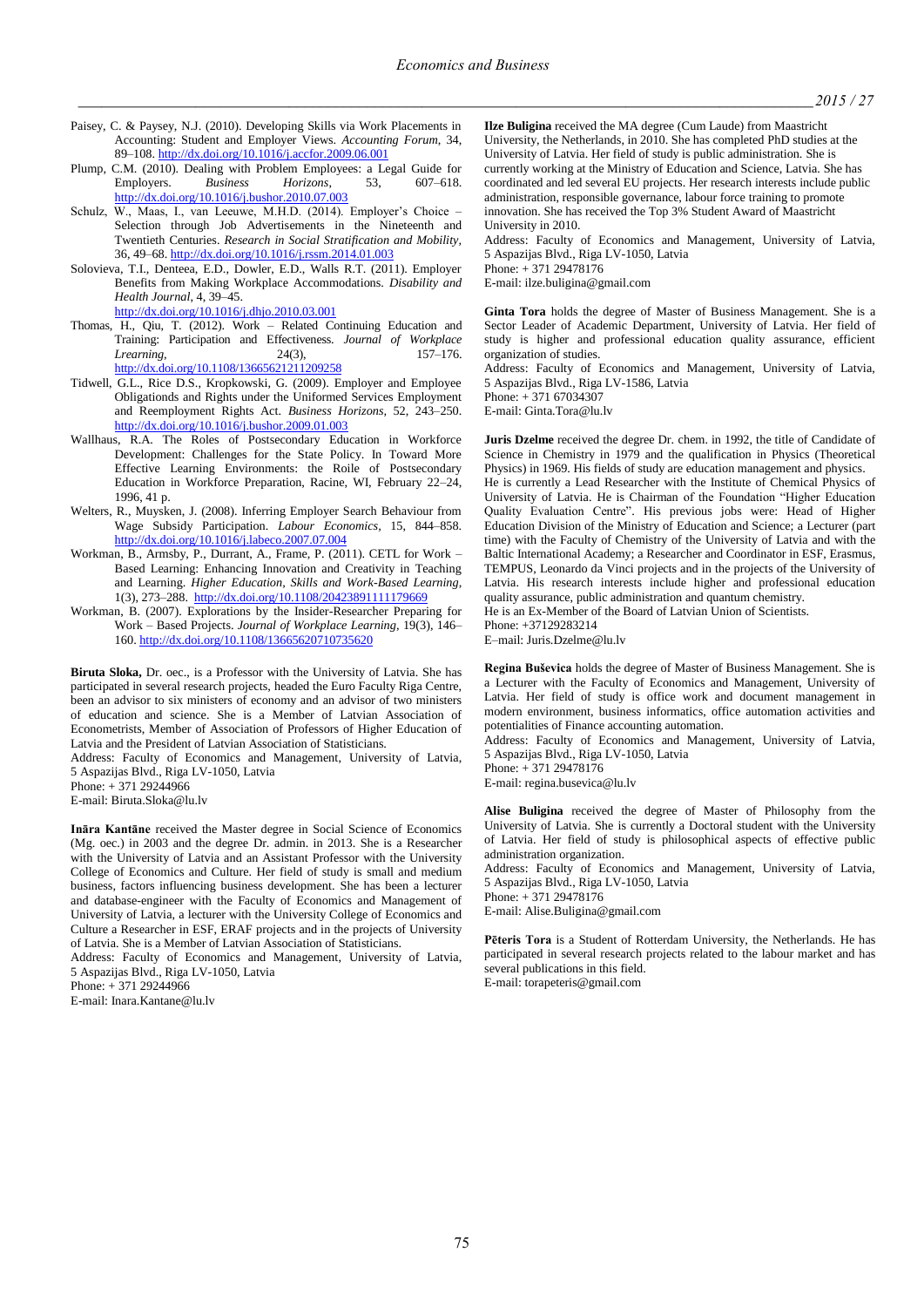Paisey, C. & Paysey, N.J. (2010). Developing Skills via Work Placements in Accounting: Student and Employer Views. *Accounting Forum*, 34, 89–108. http://dx.doi.org/10.1016/j.accfor.2009.06.001

Plump, C.M. (2010). Dealing with Problem Employees: a Legal Guide for Employers. *Business Horizons*, 53, 607–618. http://dx.doi.org/10.1016/j.bushor.2010.07.003

Schulz, W., Maas, I., van Leeuwe, M.H.D. (2014). Employer's Choice – Selection through Job Advertisements in the Nineteenth and Twentieth Centuries. *Research in Social Stratification and Mobility*, 36, 49–68. http://dx.doi.org/10.1016/j.rssm.2014.01.003

Solovieva, T.I., Denteea, E.D., Dowler, E.D., Walls R.T. (2011). Employer Benefits from Making Workplace Accommodations. *Disability and Health Journal*, 4, 39–45. http://dx.doi.org/10.1016/j.dhjo.2010.03.001

Thomas, H., Qiu, T. (2012). Work – Related Continuing Education and Training: Participation and Effectiveness. *Journal of Workplace Lrearning*, 24(3), 157–176. http://dx.doi.org/10.1108/13665621211209258

Tidwell, G.L., Rice D.S., Kropkowski, G. (2009). Employer and Employee Obligationds and Rights under the Uniformed Services Employment and Reemployment Rights Act. *Business Horizons*, 52, 243–250. http://dx.doi.org/10.1016/j.bushor.2009.01.003

Wallhaus, R.A. The Roles of Postsecondary Education in Workforce Development: Challenges for the State Policy. In Toward More Effective Learning Environments: the Roile of Postsecondary Education in Workforce Preparation, Racine, WI, February 22–24, 1996, 41 p.

Welters, R., Muysken, J. (2008). Inferring Employer Search Behaviour from Wage Subsidy Participation. *Labour Economics*, 15, 844–858. http://dx.doi.org/10.1016/j.labeco.2007.07.004

Workman, B., Armsby, P., Durrant, A., Frame, P. (2011). CETL for Work – Based Learning: Enhancing Innovation and Creativity in Teaching and Learning. *Higher Education, Skills and Work-Based Learning*, 1(3), 273–288. http://dx.doi.org/10.1108/20423891111179669

Workman, B. (2007). Explorations by the Insider-Researcher Preparing for Work – Based Projects. *Journal of Workplace Learning*, 19(3), 146–160. http://dx.doi.org/10.1108/13665620710735620

**Biruta Sloka,** Dr. oec., is a Professor with the University of Latvia. She has participated in several research projects, headed the Euro Faculty Riga Centre, been an advisor to six ministers of economy and an advisor of two ministers of education and science. She is a Member of Latvian Association of Econometrists, Member of Association of Professors of Higher Education of Latvia and the President of Latvian Association of Statisticians.
Address: Faculty of Economics and Management, University of Latvia, 5 Aspazijas Blvd., Riga LV-1050, Latvia
Phone: + 371 29244966
E-mail: Biruta.Sloka@lu.lv

**Ināra Kantāne** received the Master degree in Social Science of Economics (Mg. oec.) in 2003 and the degree Dr. admin. in 2013. She is a Researcher with the University of Latvia and an Assistant Professor with the University College of Economics and Culture. Her field of study is small and medium business, factors influencing business development. She has been a lecturer and database-engineer with the Faculty of Economics and Management of University of Latvia, a lecturer with the University College of Economics and Culture a Researcher in ESF, ERAF projects and in the projects of University of Latvia. She is a Member of Latvian Association of Statisticians.
Address: Faculty of Economics and Management, University of Latvia, 5 Aspazijas Blvd., Riga LV-1050, Latvia
Phone: + 371 29244966
E-mail: Inara.Kantane@lu.lv

**Ilze Buligina** received the MA degree (Cum Laude) from Maastricht University, the Netherlands, in 2010. She has completed PhD studies at the University of Latvia. Her field of study is public administration. She is currently working at the Ministry of Education and Science, Latvia. She has coordinated and led several EU projects. Her research interests include public administration, responsible governance, labour force training to promote innovation. She has received the Top 3% Student Award of Maastricht University in 2010.
Address: Faculty of Economics and Management, University of Latvia, 5 Aspazijas Blvd., Riga LV-1050, Latvia
Phone: + 371 29478176
E-mail: ilze.buligina@gmail.com

**Ginta Tora** holds the degree of Master of Business Management. She is a Sector Leader of Academic Department, University of Latvia. Her field of study is higher and professional education quality assurance, efficient organization of studies.
Address: Faculty of Economics and Management, University of Latvia, 5 Aspazijas Blvd., Riga LV-1586, Latvia
Phone: + 371 67034307
E-mail: Ginta.Tora@lu.lv

**Juris Dzelme** received the degree Dr. chem. in 1992, the title of Candidate of Science in Chemistry in 1979 and the qualification in Physics (Theoretical Physics) in 1969. His fields of study are education management and physics. He is currently a Lead Researcher with the Institute of Chemical Physics of University of Latvia. He is Chairman of the Foundation "Higher Education Quality Evaluation Centre". His previous jobs were: Head of Higher Education Division of the Ministry of Education and Science; a Lecturer (part time) with the Faculty of Chemistry of the University of Latvia and with the Baltic International Academy; a Researcher and Coordinator in ESF, Erasmus, TEMPUS, Leonardo da Vinci projects and in the projects of the University of Latvia. His research interests include higher and professional education quality assurance, public administration and quantum chemistry.
He is an Ex-Member of the Board of Latvian Union of Scientists.
Phone: +37129283214
E–mail: Juris.Dzelme@lu.lv

**Regina Buševica** holds the degree of Master of Business Management. She is a Lecturer with the Faculty of Economics and Management, University of Latvia. Her field of study is office work and document management in modern environment, business informatics, office automation activities and potentialities of Finance accounting automation.
Address: Faculty of Economics and Management, University of Latvia, 5 Aspazijas Blvd., Riga LV-1050, Latvia
Phone: + 371 29478176
E-mail: regina.busevica@lu.lv

**Alise Buligina** received the degree of Master of Philosophy from the University of Latvia. She is currently a Doctoral student with the University of Latvia. Her field of study is philosophical aspects of effective public administration organization.
Address: Faculty of Economics and Management, University of Latvia, 5 Aspazijas Blvd., Riga LV-1050, Latvia
Phone: + 371 29478176
E-mail: Alise.Buligina@gmail.com

**Pēteris Tora** is a Student of Rotterdam University, the Netherlands. He has participated in several research projects related to the labour market and has several publications in this field.
E-mail: torapeteris@gmail.com